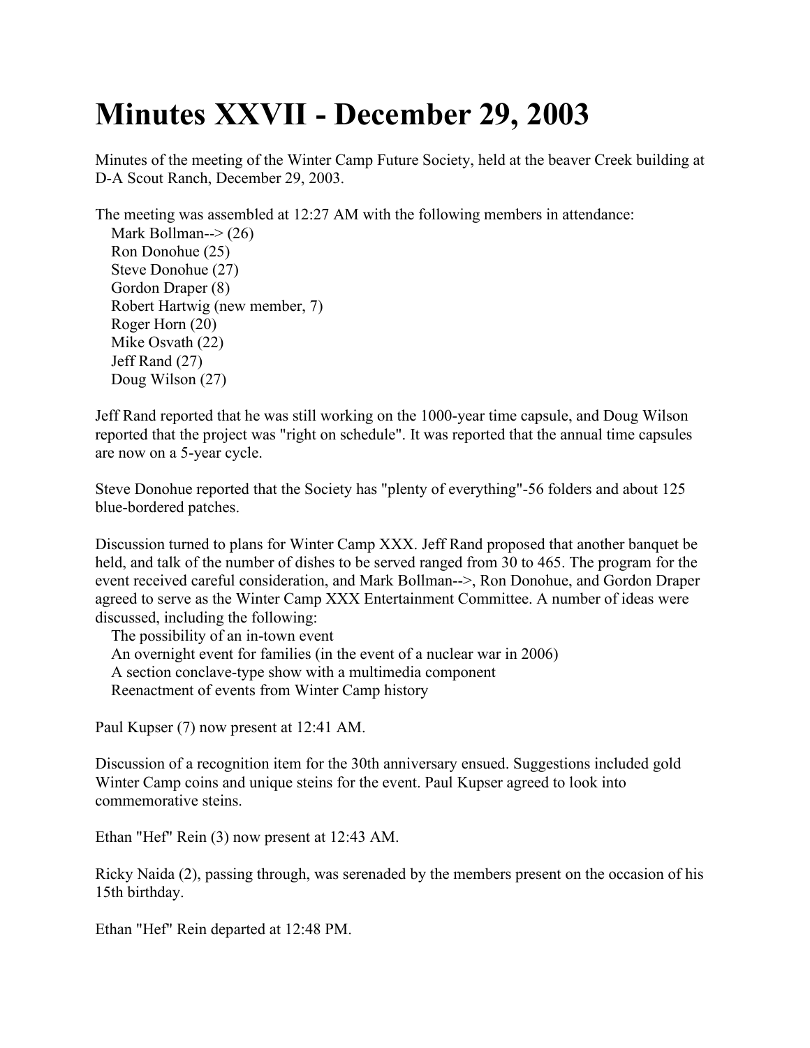# Minutes XXVII - December 29, 2003

Minutes of the meeting of the Winter Camp Future Society, held at the beaver Creek building at D-A Scout Ranch, December 29, 2003.

The meeting was assembled at 12:27 AM with the following members in attendance:

Mark Bollman--> (26)  
Ron Donohue (25)  
Steve Donohue (27)  
Gordon Draper (8)  
Robert Hartwig (new member, 7)  
Roger Horn (20)  
Mike Osvath (22)  
Jeff Rand (27)  
Doug Wilson (27)

Jeff Rand reported that he was still working on the 1000-year time capsule, and Doug Wilson reported that the project was "right on schedule". It was reported that the annual time capsules are now on a 5-year cycle.

Steve Donohue reported that the Society has "plenty of everything"-56 folders and about 125 blue-bordered patches.

Discussion turned to plans for Winter Camp XXX. Jeff Rand proposed that another banquet be held, and talk of the number of dishes to be served ranged from 30 to 465. The program for the event received careful consideration, and Mark Bollman-->, Ron Donohue, and Gordon Draper agreed to serve as the Winter Camp XXX Entertainment Committee. A number of ideas were discussed, including the following:

The possibility of an in-town event  
An overnight event for families (in the event of a nuclear war in 2006)  
A section conclave-type show with a multimedia component  
Reenactment of events from Winter Camp history

Paul Kupser (7) now present at 12:41 AM.

Discussion of a recognition item for the 30th anniversary ensued. Suggestions included gold Winter Camp coins and unique steins for the event. Paul Kupser agreed to look into commemorative steins.

Ethan "Hef" Rein (3) now present at 12:43 AM.

Ricky Naida (2), passing through, was serenaded by the members present on the occasion of his 15th birthday.

Ethan "Hef" Rein departed at 12:48 PM.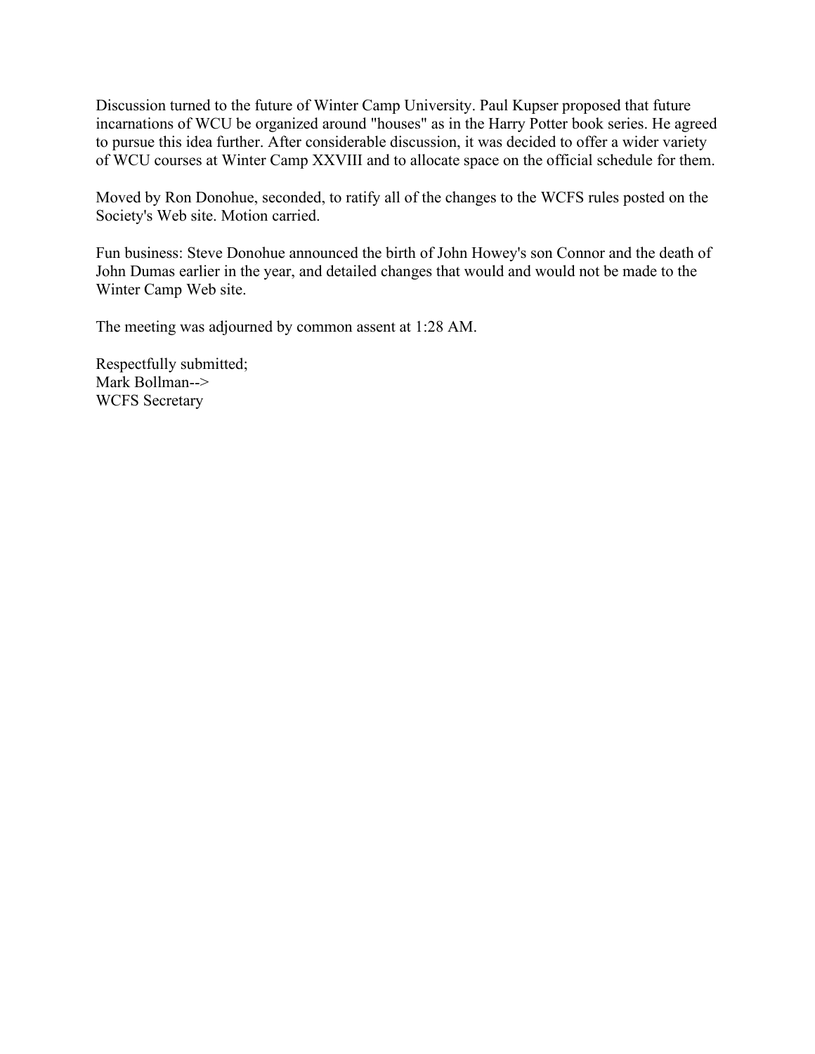Discussion turned to the future of Winter Camp University. Paul Kupser proposed that future incarnations of WCU be organized around "houses" as in the Harry Potter book series. He agreed to pursue this idea further. After considerable discussion, it was decided to offer a wider variety of WCU courses at Winter Camp XXVIII and to allocate space on the official schedule for them.

Moved by Ron Donohue, seconded, to ratify all of the changes to the WCFS rules posted on the Society's Web site. Motion carried.

Fun business: Steve Donohue announced the birth of John Howey's son Connor and the death of John Dumas earlier in the year, and detailed changes that would and would not be made to the Winter Camp Web site.

The meeting was adjourned by common assent at 1:28 AM.

Respectfully submitted;
Mark Bollman-->
WCFS Secretary